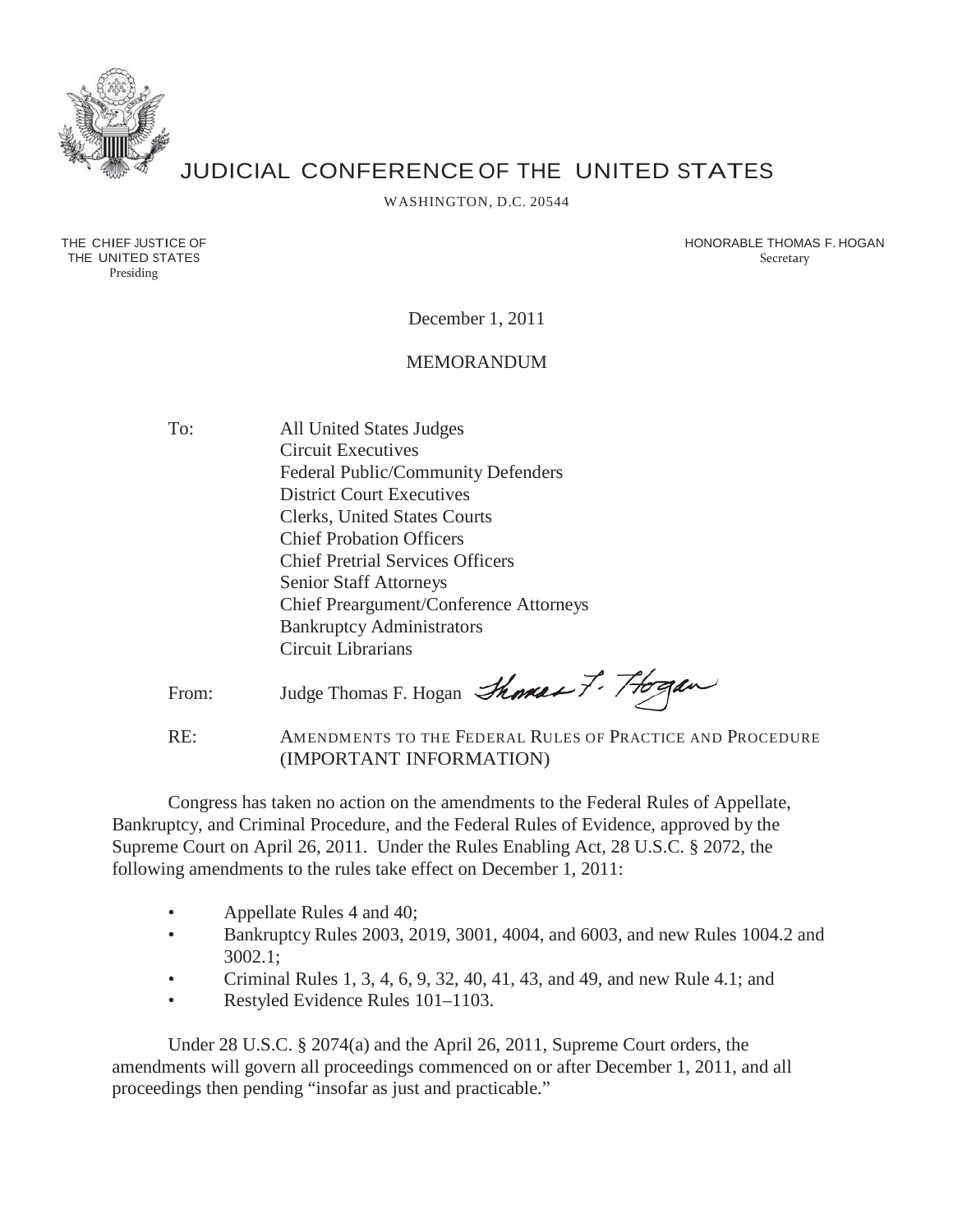# JUDICIAL CONFERENCE OF THE UNITED STATES

WASHINGTON, D.C. 20544

THE CHIEF JUSTICE OF THE UNITED STATES
Presiding

HONORABLE THOMAS F. HOGAN
Secretary

December 1, 2011

## MEMORANDUM

To: All United States Judges
Circuit Executives
Federal Public/Community Defenders
District Court Executives
Clerks, United States Courts
Chief Probation Officers
Chief Pretrial Services Officers
Senior Staff Attorneys
Chief Preargument/Conference Attorneys
Bankruptcy Administrators
Circuit Librarians

From: Judge Thomas F. Hogan

RE: AMENDMENTS TO THE FEDERAL RULES OF PRACTICE AND PROCEDURE (IMPORTANT INFORMATION)

Congress has taken no action on the amendments to the Federal Rules of Appellate, Bankruptcy, and Criminal Procedure, and the Federal Rules of Evidence, approved by the Supreme Court on April 26, 2011. Under the Rules Enabling Act, 28 U.S.C. § 2072, the following amendments to the rules take effect on December 1, 2011:

- Appellate Rules 4 and 40;
- Bankruptcy Rules 2003, 2019, 3001, 4004, and 6003, and new Rules 1004.2 and 3002.1;
- Criminal Rules 1, 3, 4, 6, 9, 32, 40, 41, 43, and 49, and new Rule 4.1; and
- Restyled Evidence Rules 101–1103.

Under 28 U.S.C. § 2074(a) and the April 26, 2011, Supreme Court orders, the amendments will govern all proceedings commenced on or after December 1, 2011, and all proceedings then pending "insofar as just and practicable."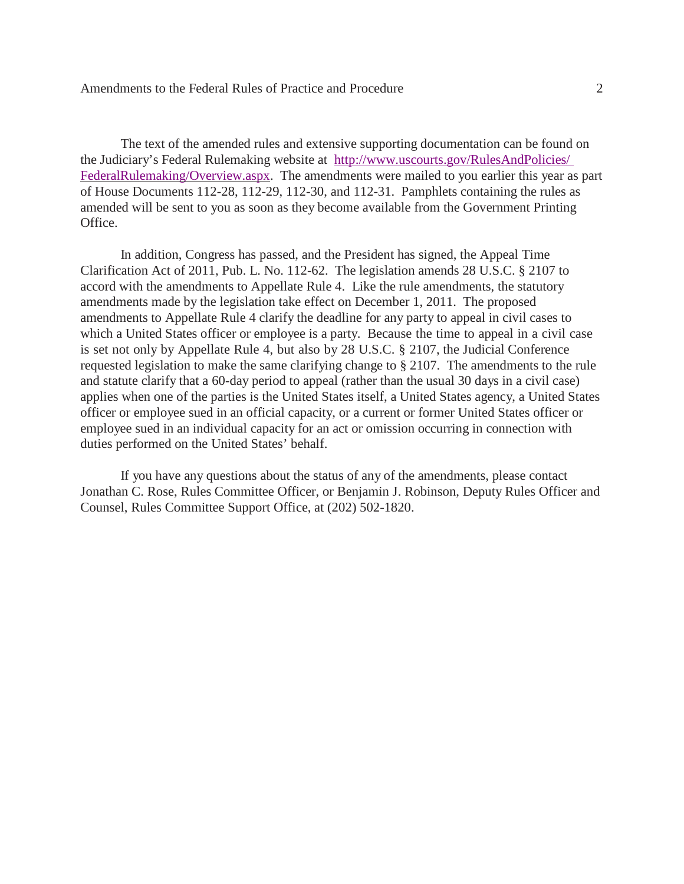The text of the amended rules and extensive supporting documentation can be found on the Judiciary's Federal Rulemaking website at [http://www.uscourts.gov/RulesAndPolicies/FederalRulemaking/Overview.aspx](http://www.uscourts.gov/RulesAndPolicies/FederalRulemaking/Overview.aspx). The amendments were mailed to you earlier this year as part of House Documents 112-28, 112-29, 112-30, and 112-31. Pamphlets containing the rules as amended will be sent to you as soon as they become available from the Government Printing Office.

In addition, Congress has passed, and the President has signed, the Appeal Time Clarification Act of 2011, Pub. L. No. 112-62. The legislation amends 28 U.S.C. § 2107 to accord with the amendments to Appellate Rule 4. Like the rule amendments, the statutory amendments made by the legislation take effect on December 1, 2011. The proposed amendments to Appellate Rule 4 clarify the deadline for any party to appeal in civil cases to which a United States officer or employee is a party. Because the time to appeal in a civil case is set not only by Appellate Rule 4, but also by 28 U.S.C. § 2107, the Judicial Conference requested legislation to make the same clarifying change to § 2107. The amendments to the rule and statute clarify that a 60-day period to appeal (rather than the usual 30 days in a civil case) applies when one of the parties is the United States itself, a United States agency, a United States officer or employee sued in an official capacity, or a current or former United States officer or employee sued in an individual capacity for an act or omission occurring in connection with duties performed on the United States' behalf.

If you have any questions about the status of any of the amendments, please contact Jonathan C. Rose, Rules Committee Officer, or Benjamin J. Robinson, Deputy Rules Officer and Counsel, Rules Committee Support Office, at (202) 502-1820.